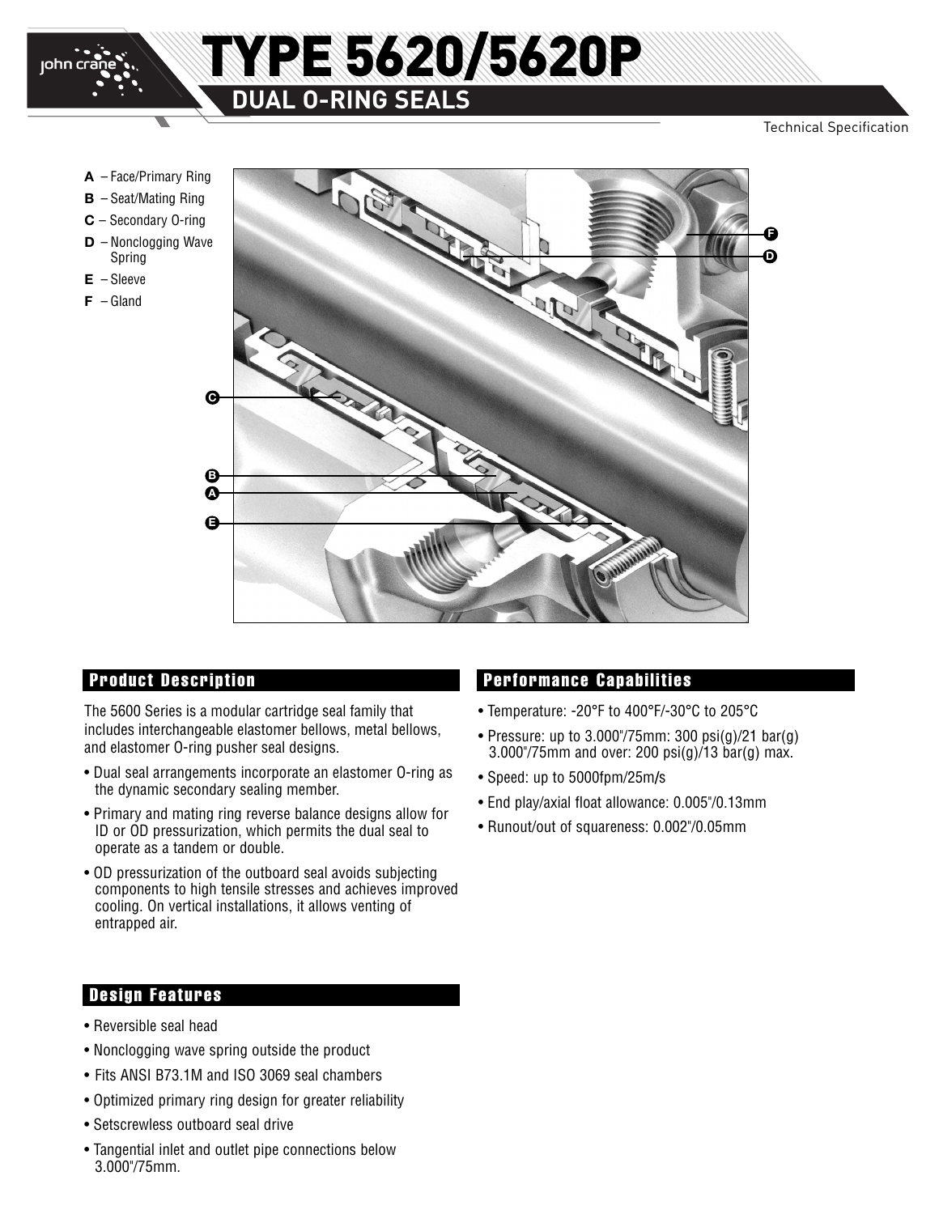# TYPE 5620/5620P

## DUAL O-RING SEALS

Technical Specification

- **A** – Face/Primary Ring
- **B** – Seat/Mating Ring
- **C** – Secondary O-ring
- **D** – Nonclogging Wave Spring
- **E** – Sleeve
- **F** – Gland

## Product Description

The 5600 Series is a modular cartridge seal family that includes interchangeable elastomer bellows, metal bellows, and elastomer O-ring pusher seal designs.

- Dual seal arrangements incorporate an elastomer O-ring as the dynamic secondary sealing member.
- Primary and mating ring reverse balance designs allow for ID or OD pressurization, which permits the dual seal to operate as a tandem or double.
- OD pressurization of the outboard seal avoids subjecting components to high tensile stresses and achieves improved cooling. On vertical installations, it allows venting of entrapped air.

## Design Features

- Reversible seal head
- Nonclogging wave spring outside the product
- Fits ANSI B73.1M and ISO 3069 seal chambers
- Optimized primary ring design for greater reliability
- Setscrewless outboard seal drive
- Tangential inlet and outlet pipe connections below 3.000"/75mm.

## Performance Capabilities

- Temperature: -20°F to 400°F/-30°C to 205°C
- Pressure: up to 3.000"/75mm: 300 psi(g)/21 bar(g) 3.000"/75mm and over: 200 psi(g)/13 bar(g) max.
- Speed: up to 5000fpm/25m/s
- End play/axial float allowance: 0.005"/0.13mm
- Runout/out of squareness: 0.002"/0.05mm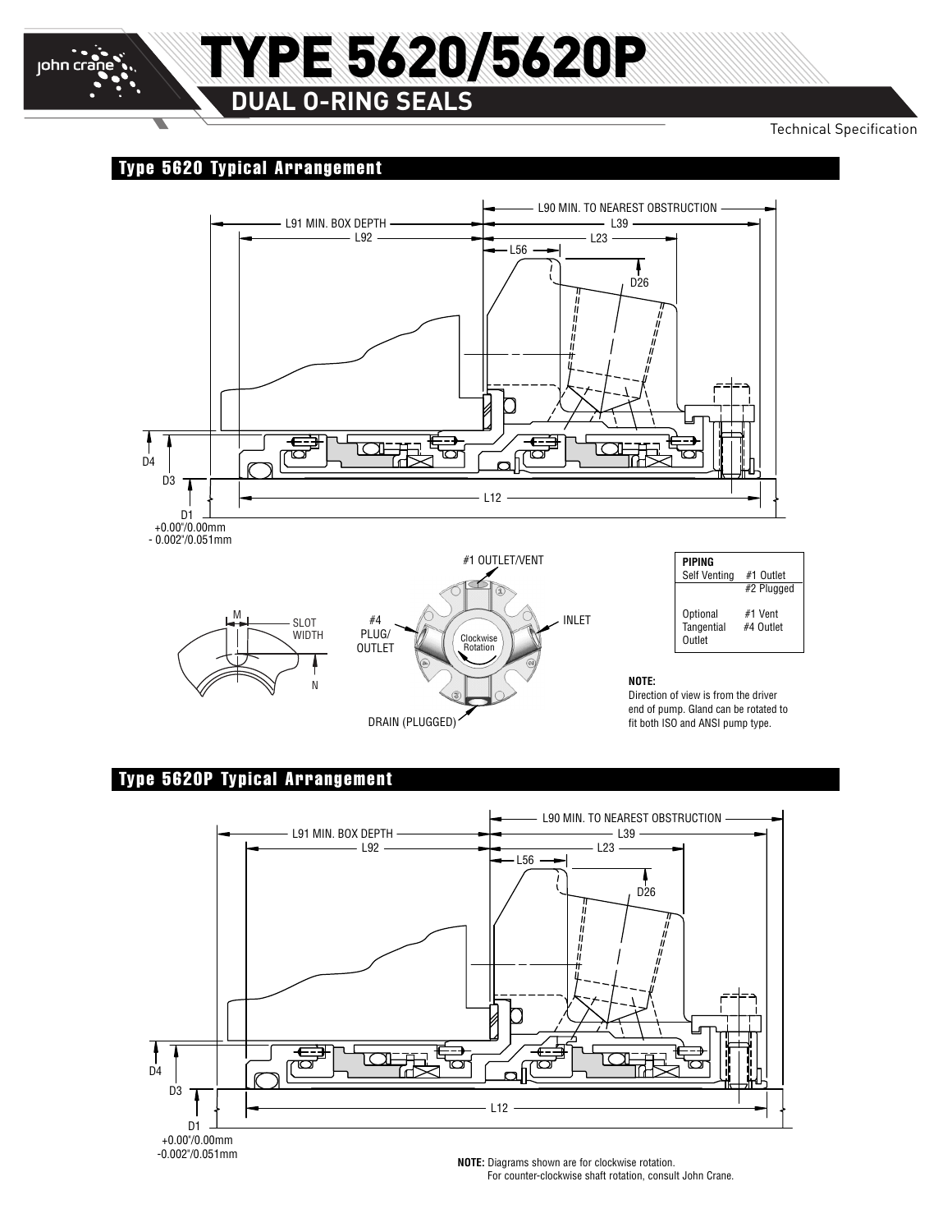# TYPE 5620/5620P

## DUAL O-RING SEALS

Technical Specification

### Type 5620 Typical Arrangement

L90 MIN. TO NEAREST OBSTRUCTION

L91 MIN. BOX DEPTH

L39

L92

L23

L56

D26

D4

D3

L12

D1
+0.00"/0.00mm
- 0.002"/0.051mm

M

SLOT WIDTH

N

#1 OUTLET/VENT

#4 PLUG/ OUTLET

INLET

Clockwise Rotation

DRAIN (PLUGGED)

| PIPING | |
|---|---|
| Self Venting | #1 Outlet |
| | #2 Plugged |
| Optional Tangential Outlet | #1 Vent |
| | #4 Outlet |

**NOTE:**
Direction of view is from the driver end of pump. Gland can be rotated to fit both ISO and ANSI pump type.

### Type 5620P Typical Arrangement

L90 MIN. TO NEAREST OBSTRUCTION

L91 MIN. BOX DEPTH

L39

L92

L23

L56

D26

D4

D3

L12

D1
+0.00"/0.00mm
-0.002"/0.051mm

**NOTE:** Diagrams shown are for clockwise rotation.
For counter-clockwise shaft rotation, consult John Crane.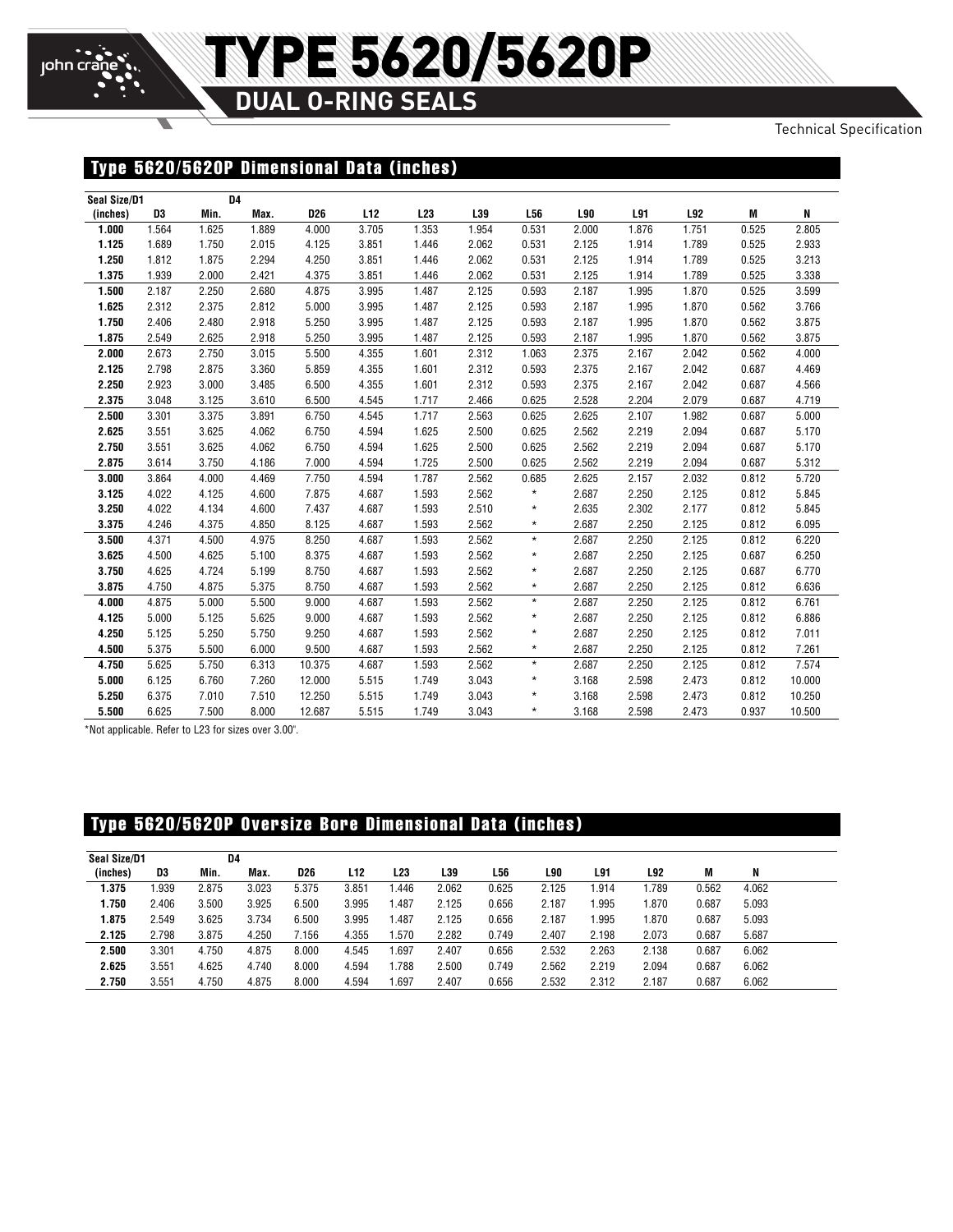# TYPE 5620/5620P

## DUAL O-RING SEALS

Technical Specification

### Type 5620/5620P Dimensional Data (inches)

| Seal Size/D1 | | D4 | | | | | | | | | | | |
|---|---|---|---|---|---|---|---|---|---|---|---|---|---|
| (inches) | D3 | Min. | Max. | D26 | L12 | L23 | L39 | L56 | L90 | L91 | L92 | M | N |
| **1.000** | 1.564 | 1.625 | 1.889 | 4.000 | 3.705 | 1.353 | 1.954 | 0.531 | 2.000 | 1.876 | 1.751 | 0.525 | 2.805 |
| **1.125** | 1.689 | 1.750 | 2.015 | 4.125 | 3.851 | 1.446 | 2.062 | 0.531 | 2.125 | 1.914 | 1.789 | 0.525 | 2.933 |
| **1.250** | 1.812 | 1.875 | 2.294 | 4.250 | 3.851 | 1.446 | 2.062 | 0.531 | 2.125 | 1.914 | 1.789 | 0.525 | 3.213 |
| **1.375** | 1.939 | 2.000 | 2.421 | 4.375 | 3.851 | 1.446 | 2.062 | 0.531 | 2.125 | 1.914 | 1.789 | 0.525 | 3.338 |
| **1.500** | 2.187 | 2.250 | 2.680 | 4.875 | 3.995 | 1.487 | 2.125 | 0.593 | 2.187 | 1.995 | 1.870 | 0.525 | 3.599 |
| **1.625** | 2.312 | 2.375 | 2.812 | 5.000 | 3.995 | 1.487 | 2.125 | 0.593 | 2.187 | 1.995 | 1.870 | 0.562 | 3.766 |
| **1.750** | 2.406 | 2.480 | 2.918 | 5.250 | 3.995 | 1.487 | 2.125 | 0.593 | 2.187 | 1.995 | 1.870 | 0.562 | 3.875 |
| **1.875** | 2.549 | 2.625 | 2.918 | 5.250 | 3.995 | 1.487 | 2.125 | 0.593 | 2.187 | 1.995 | 1.870 | 0.562 | 3.875 |
| **2.000** | 2.673 | 2.750 | 3.015 | 5.500 | 4.355 | 1.601 | 2.312 | 1.063 | 2.375 | 2.167 | 2.042 | 0.562 | 4.000 |
| **2.125** | 2.798 | 2.875 | 3.360 | 5.859 | 4.355 | 1.601 | 2.312 | 0.593 | 2.375 | 2.167 | 2.042 | 0.687 | 4.469 |
| **2.250** | 2.923 | 3.000 | 3.485 | 6.500 | 4.355 | 1.601 | 2.312 | 0.593 | 2.375 | 2.167 | 2.042 | 0.687 | 4.566 |
| **2.375** | 3.048 | 3.125 | 3.610 | 6.500 | 4.545 | 1.717 | 2.466 | 0.625 | 2.528 | 2.204 | 2.079 | 0.687 | 4.719 |
| **2.500** | 3.301 | 3.375 | 3.891 | 6.750 | 4.545 | 1.717 | 2.563 | 0.625 | 2.625 | 2.107 | 1.982 | 0.687 | 5.000 |
| **2.625** | 3.551 | 3.625 | 4.062 | 6.750 | 4.594 | 1.625 | 2.500 | 0.625 | 2.562 | 2.219 | 2.094 | 0.687 | 5.170 |
| **2.750** | 3.551 | 3.625 | 4.062 | 6.750 | 4.594 | 1.625 | 2.500 | 0.625 | 2.562 | 2.219 | 2.094 | 0.687 | 5.170 |
| **2.875** | 3.614 | 3.750 | 4.186 | 7.000 | 4.594 | 1.725 | 2.500 | 0.625 | 2.562 | 2.219 | 2.094 | 0.687 | 5.312 |
| **3.000** | 3.864 | 4.000 | 4.469 | 7.750 | 4.594 | 1.787 | 2.562 | 0.685 | 2.625 | 2.157 | 2.032 | 0.812 | 5.720 |
| **3.125** | 4.022 | 4.125 | 4.600 | 7.875 | 4.687 | 1.593 | 2.562 | * | 2.687 | 2.250 | 2.125 | 0.812 | 5.845 |
| **3.250** | 4.022 | 4.134 | 4.600 | 7.437 | 4.687 | 1.593 | 2.510 | * | 2.635 | 2.302 | 2.177 | 0.812 | 5.845 |
| **3.375** | 4.246 | 4.375 | 4.850 | 8.125 | 4.687 | 1.593 | 2.562 | * | 2.687 | 2.250 | 2.125 | 0.812 | 6.095 |
| **3.500** | 4.371 | 4.500 | 4.975 | 8.250 | 4.687 | 1.593 | 2.562 | * | 2.687 | 2.250 | 2.125 | 0.812 | 6.220 |
| **3.625** | 4.500 | 4.625 | 5.100 | 8.375 | 4.687 | 1.593 | 2.562 | * | 2.687 | 2.250 | 2.125 | 0.687 | 6.250 |
| **3.750** | 4.625 | 4.724 | 5.199 | 8.750 | 4.687 | 1.593 | 2.562 | * | 2.687 | 2.250 | 2.125 | 0.687 | 6.770 |
| **3.875** | 4.750 | 4.875 | 5.375 | 8.750 | 4.687 | 1.593 | 2.562 | * | 2.687 | 2.250 | 2.125 | 0.812 | 6.636 |
| **4.000** | 4.875 | 5.000 | 5.500 | 9.000 | 4.687 | 1.593 | 2.562 | * | 2.687 | 2.250 | 2.125 | 0.812 | 6.761 |
| **4.125** | 5.000 | 5.125 | 5.625 | 9.000 | 4.687 | 1.593 | 2.562 | * | 2.687 | 2.250 | 2.125 | 0.812 | 6.886 |
| **4.250** | 5.125 | 5.250 | 5.750 | 9.250 | 4.687 | 1.593 | 2.562 | * | 2.687 | 2.250 | 2.125 | 0.812 | 7.011 |
| **4.500** | 5.375 | 5.500 | 6.000 | 9.500 | 4.687 | 1.593 | 2.562 | * | 2.687 | 2.250 | 2.125 | 0.812 | 7.261 |
| **4.750** | 5.625 | 5.750 | 6.313 | 10.375 | 4.687 | 1.593 | 2.562 | * | 2.687 | 2.250 | 2.125 | 0.812 | 7.574 |
| **5.000** | 6.125 | 6.760 | 7.260 | 12.000 | 5.515 | 1.749 | 3.043 | * | 3.168 | 2.598 | 2.473 | 0.812 | 10.000 |
| **5.250** | 6.375 | 7.010 | 7.510 | 12.250 | 5.515 | 1.749 | 3.043 | * | 3.168 | 2.598 | 2.473 | 0.812 | 10.250 |
| **5.500** | 6.625 | 7.500 | 8.000 | 12.687 | 5.515 | 1.749 | 3.043 | * | 3.168 | 2.598 | 2.473 | 0.937 | 10.500 |

*Not applicable. Refer to L23 for sizes over 3.00".

### Type 5620/5620P Oversize Bore Dimensional Data (inches)

| Seal Size/D1 | | D4 | | | | | | | | | | | |
|---|---|---|---|---|---|---|---|---|---|---|---|---|---|
| (inches) | D3 | Min. | Max. | D26 | L12 | L23 | L39 | L56 | L90 | L91 | L92 | M | N |
| **1.375** | 1.939 | 2.875 | 3.023 | 5.375 | 3.851 | 1.446 | 2.062 | 0.625 | 2.125 | 1.914 | 1.789 | 0.562 | 4.062 |
| **1.750** | 2.406 | 3.500 | 3.925 | 6.500 | 3.995 | 1.487 | 2.125 | 0.656 | 2.187 | 1.995 | 1.870 | 0.687 | 5.093 |
| **1.875** | 2.549 | 3.625 | 3.734 | 6.500 | 3.995 | 1.487 | 2.125 | 0.656 | 2.187 | 1.995 | 1.870 | 0.687 | 5.093 |
| **2.125** | 2.798 | 3.875 | 4.250 | 7.156 | 4.355 | 1.570 | 2.282 | 0.749 | 2.407 | 2.198 | 2.073 | 0.687 | 5.687 |
| **2.500** | 3.301 | 4.750 | 4.875 | 8.000 | 4.545 | 1.697 | 2.407 | 0.656 | 2.532 | 2.263 | 2.138 | 0.687 | 6.062 |
| **2.625** | 3.551 | 4.625 | 4.740 | 8.000 | 4.594 | 1.788 | 2.500 | 0.749 | 2.562 | 2.219 | 2.094 | 0.687 | 6.062 |
| **2.750** | 3.551 | 4.750 | 4.875 | 8.000 | 4.594 | 1.697 | 2.407 | 0.656 | 2.532 | 2.312 | 2.187 | 0.687 | 6.062 |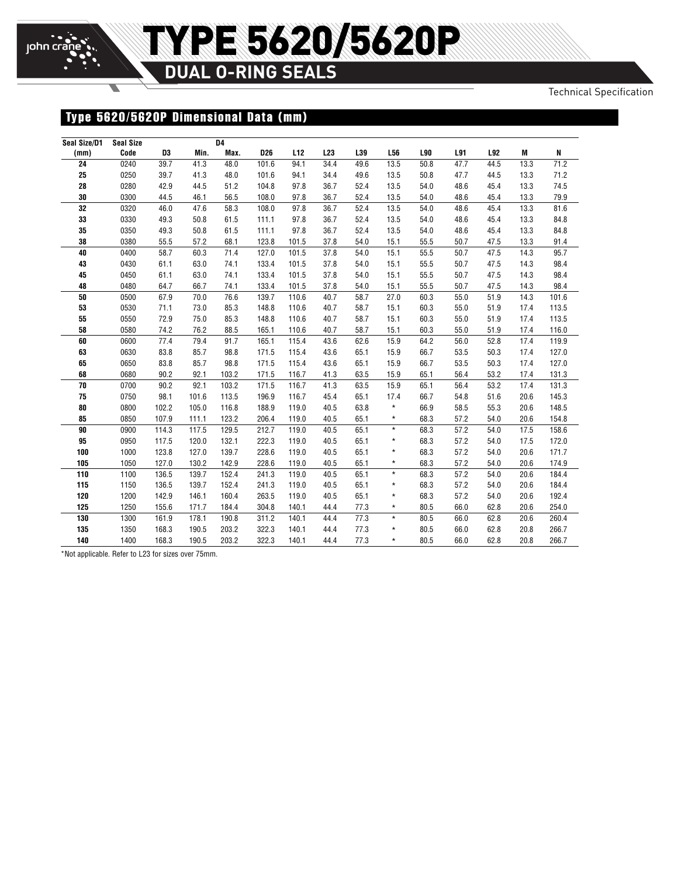# TYPE 5620/5620P

## DUAL O-RING SEALS

Technical Specification

### Type 5620/5620P Dimensional Data (mm)

| Seal Size/D1 (mm) | Seal Size Code | D3 | D4 Min. | D4 Max. | D26 | L12 | L23 | L39 | L56 | L90 | L91 | L92 | M | N |
|---|---|---|---|---|---|---|---|---|---|---|---|---|---|---|
| 24 | 0240 | 39.7 | 41.3 | 48.0 | 101.6 | 94.1 | 34.4 | 49.6 | 13.5 | 50.8 | 47.7 | 44.5 | 13.3 | 71.2 |
| 25 | 0250 | 39.7 | 41.3 | 48.0 | 101.6 | 94.1 | 34.4 | 49.6 | 13.5 | 50.8 | 47.7 | 44.5 | 13.3 | 71.2 |
| 28 | 0280 | 42.9 | 44.5 | 51.2 | 104.8 | 97.8 | 36.7 | 52.4 | 13.5 | 54.0 | 48.6 | 45.4 | 13.3 | 74.5 |
| 30 | 0300 | 44.5 | 46.1 | 56.5 | 108.0 | 97.8 | 36.7 | 52.4 | 13.5 | 54.0 | 48.6 | 45.4 | 13.3 | 79.9 |
| 32 | 0320 | 46.0 | 47.6 | 58.3 | 108.0 | 97.8 | 36.7 | 52.4 | 13.5 | 54.0 | 48.6 | 45.4 | 13.3 | 81.6 |
| 33 | 0330 | 49.3 | 50.8 | 61.5 | 111.1 | 97.8 | 36.7 | 52.4 | 13.5 | 54.0 | 48.6 | 45.4 | 13.3 | 84.8 |
| 35 | 0350 | 49.3 | 50.8 | 61.5 | 111.1 | 97.8 | 36.7 | 52.4 | 13.5 | 54.0 | 48.6 | 45.4 | 13.3 | 84.8 |
| 38 | 0380 | 55.5 | 57.2 | 68.1 | 123.8 | 101.5 | 37.8 | 54.0 | 15.1 | 55.5 | 50.7 | 47.5 | 13.3 | 91.4 |
| 40 | 0400 | 58.7 | 60.3 | 71.4 | 127.0 | 101.5 | 37.8 | 54.0 | 15.1 | 55.5 | 50.7 | 47.5 | 14.3 | 95.7 |
| 43 | 0430 | 61.1 | 63.0 | 74.1 | 133.4 | 101.5 | 37.8 | 54.0 | 15.1 | 55.5 | 50.7 | 47.5 | 14.3 | 98.4 |
| 45 | 0450 | 61.1 | 63.0 | 74.1 | 133.4 | 101.5 | 37.8 | 54.0 | 15.1 | 55.5 | 50.7 | 47.5 | 14.3 | 98.4 |
| 48 | 0480 | 64.7 | 66.7 | 74.1 | 133.4 | 101.5 | 37.8 | 54.0 | 15.1 | 55.5 | 50.7 | 47.5 | 14.3 | 98.4 |
| 50 | 0500 | 67.9 | 70.0 | 76.6 | 139.7 | 110.6 | 40.7 | 58.7 | 27.0 | 60.3 | 55.0 | 51.9 | 14.3 | 101.6 |
| 53 | 0530 | 71.1 | 73.0 | 85.3 | 148.8 | 110.6 | 40.7 | 58.7 | 15.1 | 60.3 | 55.0 | 51.9 | 17.4 | 113.5 |
| 55 | 0550 | 72.9 | 75.0 | 85.3 | 148.8 | 110.6 | 40.7 | 58.7 | 15.1 | 60.3 | 55.0 | 51.9 | 17.4 | 113.5 |
| 58 | 0580 | 74.2 | 76.2 | 88.5 | 165.1 | 110.6 | 40.7 | 58.7 | 15.1 | 60.3 | 55.0 | 51.9 | 17.4 | 116.0 |
| 60 | 0600 | 77.4 | 79.4 | 91.7 | 165.1 | 115.4 | 43.6 | 62.6 | 15.9 | 64.2 | 56.0 | 52.8 | 17.4 | 119.9 |
| 63 | 0630 | 83.8 | 85.7 | 98.8 | 171.5 | 115.4 | 43.6 | 65.1 | 15.9 | 66.7 | 53.5 | 50.3 | 17.4 | 127.0 |
| 65 | 0650 | 83.8 | 85.7 | 98.8 | 171.5 | 115.4 | 43.6 | 65.1 | 15.9 | 66.7 | 53.5 | 50.3 | 17.4 | 127.0 |
| 68 | 0680 | 90.2 | 92.1 | 103.2 | 171.5 | 116.7 | 41.3 | 63.5 | 15.9 | 65.1 | 56.4 | 53.2 | 17.4 | 131.3 |
| 70 | 0700 | 90.2 | 92.1 | 103.2 | 171.5 | 116.7 | 41.3 | 63.5 | 15.9 | 65.1 | 56.4 | 53.2 | 17.4 | 131.3 |
| 75 | 0750 | 98.1 | 101.6 | 113.5 | 196.9 | 116.7 | 45.4 | 65.1 | 17.4 | 66.7 | 54.8 | 51.6 | 20.6 | 145.3 |
| 80 | 0800 | 102.2 | 105.0 | 116.8 | 188.9 | 119.0 | 40.5 | 63.8 | * | 66.9 | 58.5 | 55.3 | 20.6 | 148.5 |
| 85 | 0850 | 107.9 | 111.1 | 123.2 | 206.4 | 119.0 | 40.5 | 65.1 | * | 68.3 | 57.2 | 54.0 | 20.6 | 154.8 |
| 90 | 0900 | 114.3 | 117.5 | 129.5 | 212.7 | 119.0 | 40.5 | 65.1 | * | 68.3 | 57.2 | 54.0 | 17.5 | 158.6 |
| 95 | 0950 | 117.5 | 120.0 | 132.1 | 222.3 | 119.0 | 40.5 | 65.1 | * | 68.3 | 57.2 | 54.0 | 17.5 | 172.0 |
| 100 | 1000 | 123.8 | 127.0 | 139.7 | 228.6 | 119.0 | 40.5 | 65.1 | * | 68.3 | 57.2 | 54.0 | 20.6 | 171.7 |
| 105 | 1050 | 127.0 | 130.2 | 142.9 | 228.6 | 119.0 | 40.5 | 65.1 | * | 68.3 | 57.2 | 54.0 | 20.6 | 174.9 |
| 110 | 1100 | 136.5 | 139.7 | 152.4 | 241.3 | 119.0 | 40.5 | 65.1 | * | 68.3 | 57.2 | 54.0 | 20.6 | 184.4 |
| 115 | 1150 | 136.5 | 139.7 | 152.4 | 241.3 | 119.0 | 40.5 | 65.1 | * | 68.3 | 57.2 | 54.0 | 20.6 | 184.4 |
| 120 | 1200 | 142.9 | 146.1 | 160.4 | 263.5 | 119.0 | 40.5 | 65.1 | * | 68.3 | 57.2 | 54.0 | 20.6 | 192.4 |
| 125 | 1250 | 155.6 | 171.7 | 184.4 | 304.8 | 140.1 | 44.4 | 77.3 | * | 80.5 | 66.0 | 62.8 | 20.6 | 254.0 |
| 130 | 1300 | 161.9 | 178.1 | 190.8 | 311.2 | 140.1 | 44.4 | 77.3 | * | 80.5 | 66.0 | 62.8 | 20.6 | 260.4 |
| 135 | 1350 | 168.3 | 190.5 | 203.2 | 322.3 | 140.1 | 44.4 | 77.3 | * | 80.5 | 66.0 | 62.8 | 20.8 | 266.7 |
| 140 | 1400 | 168.3 | 190.5 | 203.2 | 322.3 | 140.1 | 44.4 | 77.3 | * | 80.5 | 66.0 | 62.8 | 20.8 | 266.7 |

*Not applicable. Refer to L23 for sizes over 75mm.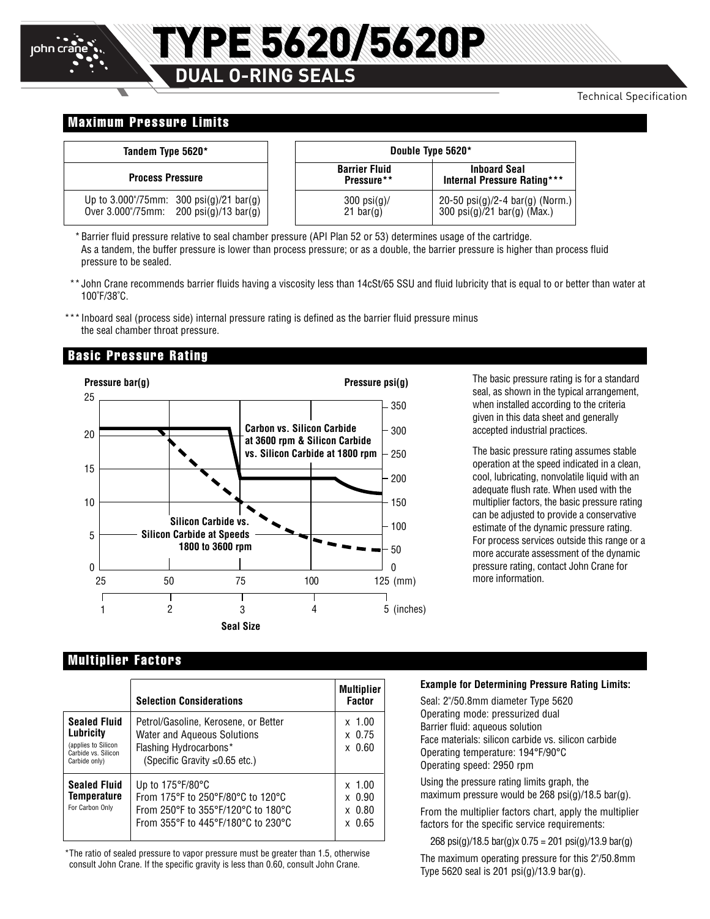# TYPE 5620/5620P

## DUAL O-RING SEALS

Technical Specification

### Maximum Pressure Limits

| Tandem Type 5620* |
|---|
| **Process Pressure** |
| Up to 3.000"/75mm: 300 psi(g)/21 bar(g)<br>Over 3.000"/75mm: 200 psi(g)/13 bar(g) |

| Double Type 5620* | |
|---|---|
| **Barrier Fluid Pressure**** | **Inboard Seal Internal Pressure Rating***** |
| 300 psi(g)/ 21 bar(g) | 20-50 psi(g)/2-4 bar(g) (Norm.)<br>300 psi(g)/21 bar(g) (Max.) |

\* Barrier fluid pressure relative to seal chamber pressure (API Plan 52 or 53) determines usage of the cartridge. As a tandem, the buffer pressure is lower than process pressure; or as a double, the barrier pressure is higher than process fluid pressure to be sealed.

\** John Crane recommends barrier fluids having a viscosity less than 14cSt/65 SSU and fluid lubricity that is equal to or better than water at 100˚F/38˚C.

\*** Inboard seal (process side) internal pressure rating is defined as the barrier fluid pressure minus the seal chamber throat pressure.

### Basic Pressure Rating

The basic pressure rating is for a standard seal, as shown in the typical arrangement, when installed according to the criteria given in this data sheet and generally accepted industrial practices.

The basic pressure rating assumes stable operation at the speed indicated in a clean, cool, lubricating, nonvolatile liquid with an adequate flush rate. When used with the multiplier factors, the basic pressure rating can be adjusted to provide a conservative estimate of the dynamic pressure rating. For process services outside this range or a more accurate assessment of the dynamic pressure rating, contact John Crane for more information.

### Multiplier Factors

| | Selection Considerations | Multiplier Factor |
|---|---|---|
| **Sealed Fluid Lubricity** (applies to Silicon Carbide vs. Silicon Carbide only) | Petrol/Gasoline, Kerosene, or Better<br>Water and Aqueous Solutions<br>Flashing Hydrocarbons* (Specific Gravity ≤0.65 etc.) | x 1.00<br>x 0.75<br>x 0.60 |
| **Sealed Fluid Temperature** For Carbon Only | Up to 175°F/80°C<br>From 175°F to 250°F/80°C to 120°C<br>From 250°F to 355°F/120°C to 180°C<br>From 355°F to 445°F/180°C to 230°C | x 1.00<br>x 0.90<br>x 0.80<br>x 0.65 |

\*The ratio of sealed pressure to vapor pressure must be greater than 1.5, otherwise consult John Crane. If the specific gravity is less than 0.60, consult John Crane.

**Example for Determining Pressure Rating Limits:**

Seal: 2"/50.8mm diameter Type 5620
Operating mode: pressurized dual
Barrier fluid: aqueous solution
Face materials: silicon carbide vs. silicon carbide
Operating temperature: 194°F/90°C
Operating speed: 2950 rpm

Using the pressure rating limits graph, the maximum pressure would be 268 psi(g)/18.5 bar(g).

From the multiplier factors chart, apply the multiplier factors for the specific service requirements:

268 psi(g)/18.5 bar(g)x 0.75 = 201 psi(g)/13.9 bar(g)

The maximum operating pressure for this 2"/50.8mm Type 5620 seal is 201 psi(g)/13.9 bar(g).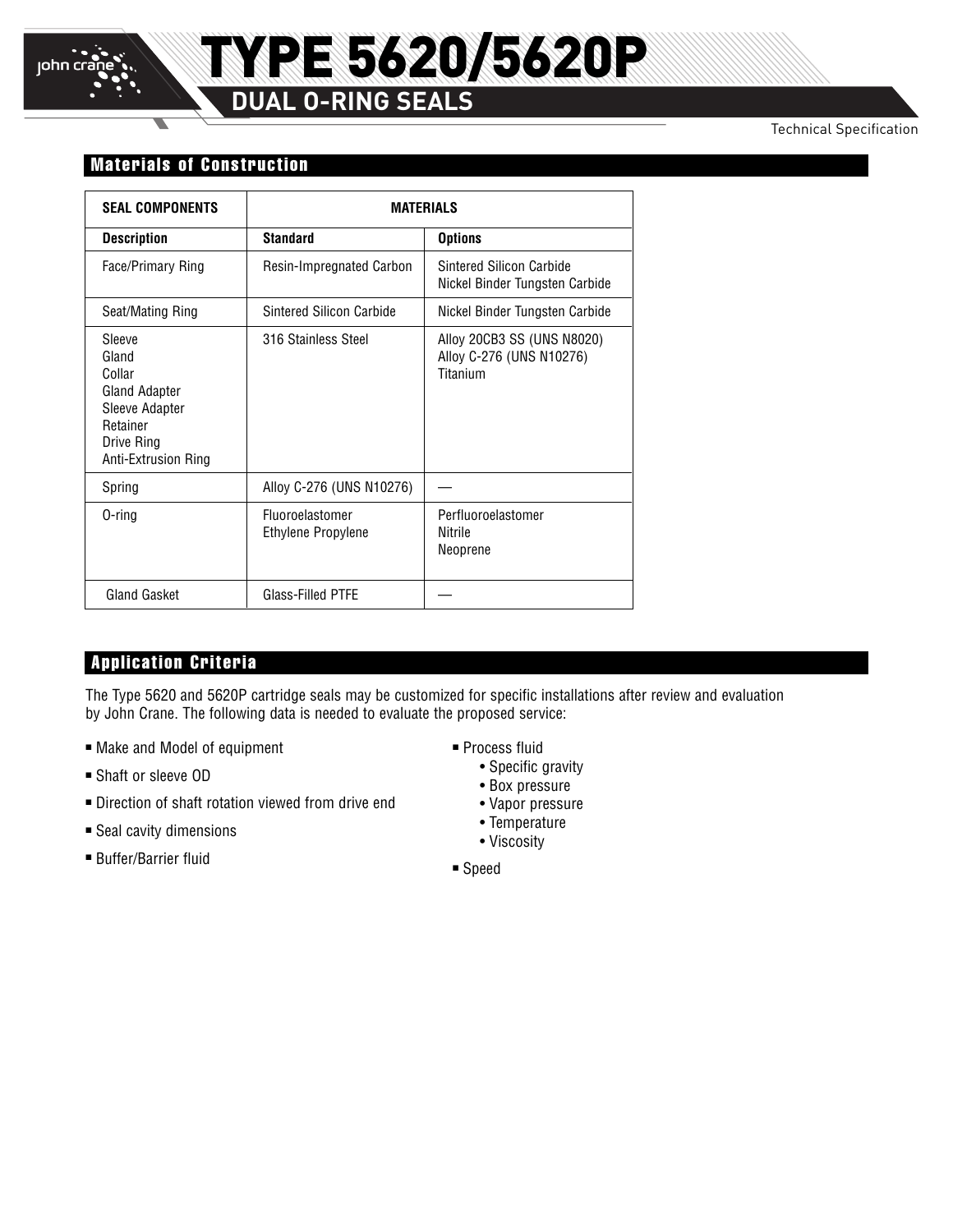# TYPE 5620/5620P

## DUAL O-RING SEALS

Technical Specification

### Materials of Construction

| SEAL COMPONENTS | MATERIALS | |
|---|---|---|
| **Description** | **Standard** | **Options** |
| Face/Primary Ring | Resin-Impregnated Carbon | Sintered Silicon Carbide<br>Nickel Binder Tungsten Carbide |
| Seat/Mating Ring | Sintered Silicon Carbide | Nickel Binder Tungsten Carbide |
| Sleeve<br>Gland<br>Collar<br>Gland Adapter<br>Sleeve Adapter<br>Retainer<br>Drive Ring<br>Anti-Extrusion Ring | 316 Stainless Steel | Alloy 20CB3 SS (UNS N8020)<br>Alloy C-276 (UNS N10276)<br>Titanium |
| Spring | Alloy C-276 (UNS N10276) | — |
| O-ring | Fluoroelastomer<br>Ethylene Propylene | Perfluoroelastomer<br>Nitrile<br>Neoprene |
| Gland Gasket | Glass-Filled PTFE | — |

### Application Criteria

The Type 5620 and 5620P cartridge seals may be customized for specific installations after review and evaluation by John Crane. The following data is needed to evaluate the proposed service:

- Make and Model of equipment
- Shaft or sleeve OD
- Direction of shaft rotation viewed from drive end
- Seal cavity dimensions
- Buffer/Barrier fluid
- Process fluid
  - Specific gravity
  - Box pressure
  - Vapor pressure
  - Temperature
  - Viscosity
- Speed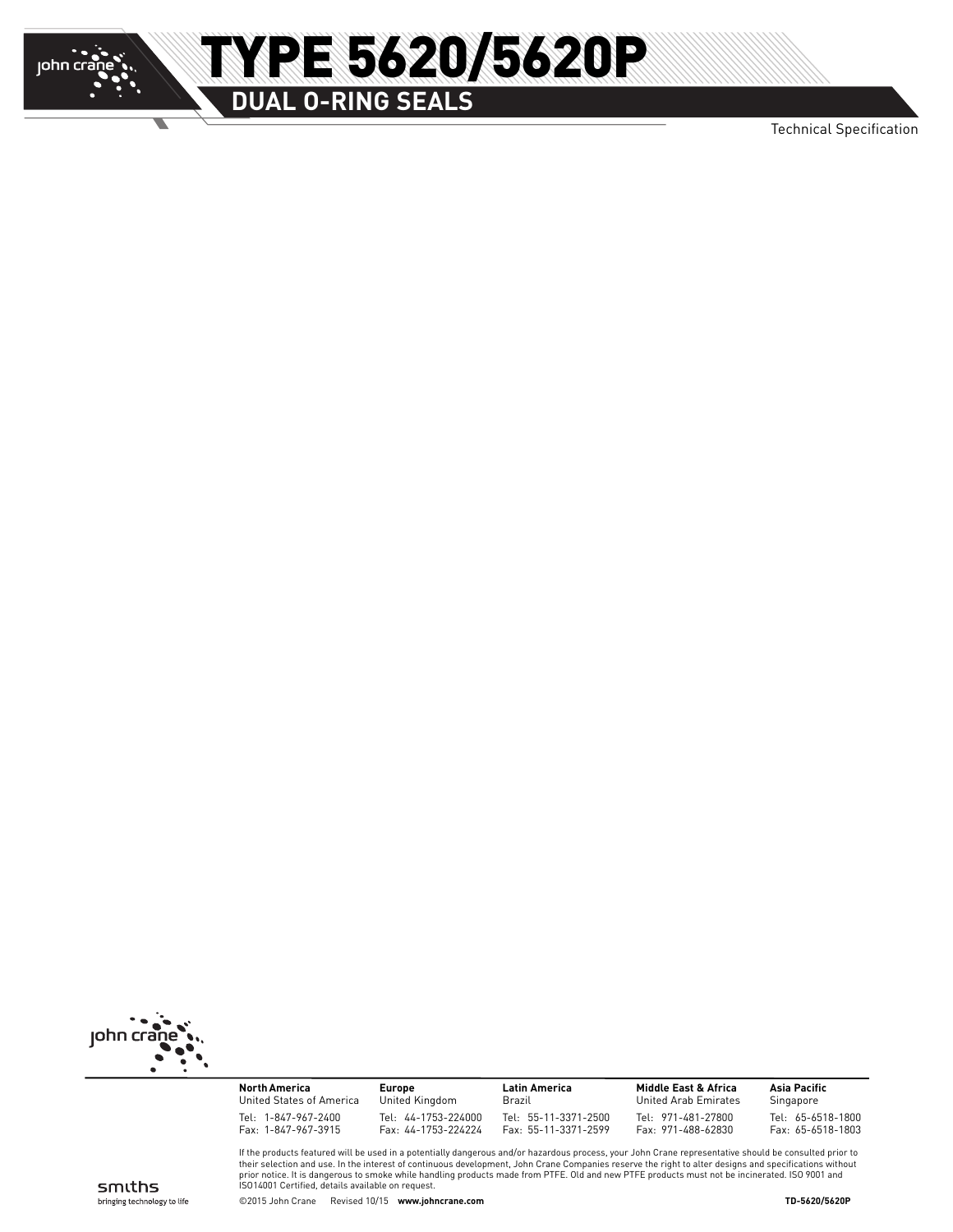# TYPE 5620/5620P

## DUAL O-RING SEALS

Technical Specification

| North America | Europe | Latin America | Middle East & Africa | Asia Pacific |
|---|---|---|---|---|
| United States of America | United Kingdom | Brazil | United Arab Emirates | Singapore |
| Tel: 1-847-967-2400 | Tel: 44-1753-224000 | Tel: 55-11-3371-2500 | Tel: 971-481-27800 | Tel: 65-6518-1800 |
| Fax: 1-847-967-3915 | Fax: 44-1753-224224 | Fax: 55-11-3371-2599 | Fax: 971-488-62830 | Fax: 65-6518-1803 |

If the products featured will be used in a potentially dangerous and/or hazardous process, your John Crane representative should be consulted prior to their selection and use. In the interest of continuous development, John Crane Companies reserve the right to alter designs and specifications without prior notice. It is dangerous to smoke while handling products made from PTFE. Old and new PTFE products must not be incinerated. ISO 9001 and ISO14001 Certified, details available on request.

©2015 John Crane Revised 10/15 **www.johncrane.com** **TD-5620/5620P**